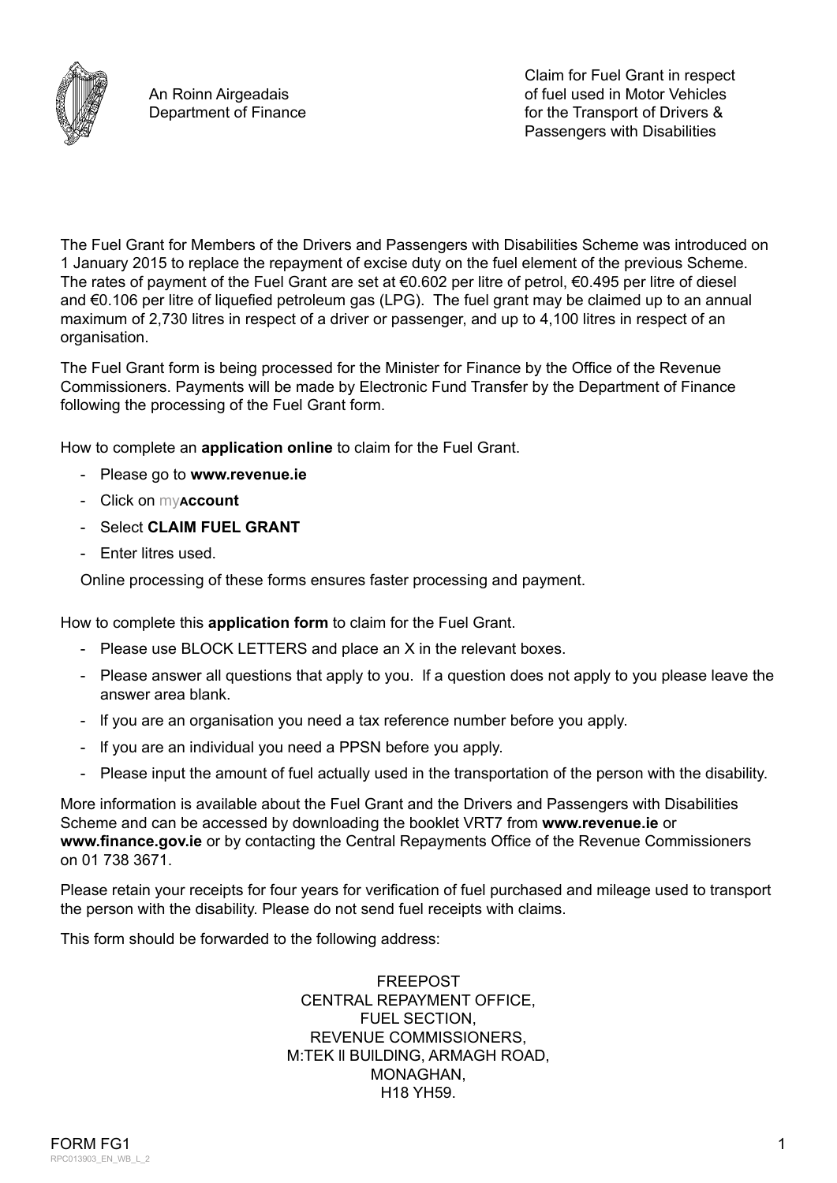An Roinn Airgeadais
Department of Finance

Claim for Fuel Grant in respect of fuel used in Motor Vehicles for the Transport of Drivers & Passengers with Disabilities

The Fuel Grant for Members of the Drivers and Passengers with Disabilities Scheme was introduced on 1 January 2015 to replace the repayment of excise duty on the fuel element of the previous Scheme. The rates of payment of the Fuel Grant are set at €0.602 per litre of petrol, €0.495 per litre of diesel and €0.106 per litre of liquefied petroleum gas (LPG). The fuel grant may be claimed up to an annual maximum of 2,730 litres in respect of a driver or passenger, and up to 4,100 litres in respect of an organisation.

The Fuel Grant form is being processed for the Minister for Finance by the Office of the Revenue Commissioners. Payments will be made by Electronic Fund Transfer by the Department of Finance following the processing of the Fuel Grant form.

How to complete an **application online** to claim for the Fuel Grant.

- Please go to **www.revenue.ie**
- Click on my**Account**
- Select **CLAIM FUEL GRANT**
- Enter litres used.

Online processing of these forms ensures faster processing and payment.

How to complete this **application form** to claim for the Fuel Grant.

- Please use BLOCK LETTERS and place an X in the relevant boxes.
- Please answer all questions that apply to you. If a question does not apply to you please leave the answer area blank.
- If you are an organisation you need a tax reference number before you apply.
- If you are an individual you need a PPSN before you apply.
- Please input the amount of fuel actually used in the transportation of the person with the disability.

More information is available about the Fuel Grant and the Drivers and Passengers with Disabilities Scheme and can be accessed by downloading the booklet VRT7 from **www.revenue.ie** or **www.finance.gov.ie** or by contacting the Central Repayments Office of the Revenue Commissioners on 01 738 3671.

Please retain your receipts for four years for verification of fuel purchased and mileage used to transport the person with the disability. Please do not send fuel receipts with claims.

This form should be forwarded to the following address:

FREEPOST
CENTRAL REPAYMENT OFFICE,
FUEL SECTION,
REVENUE COMMISSIONERS,
M:TEK II BUILDING, ARMAGH ROAD,
MONAGHAN,
H18 YH59.

FORM FG1
RPC013903_EN_WB_L_2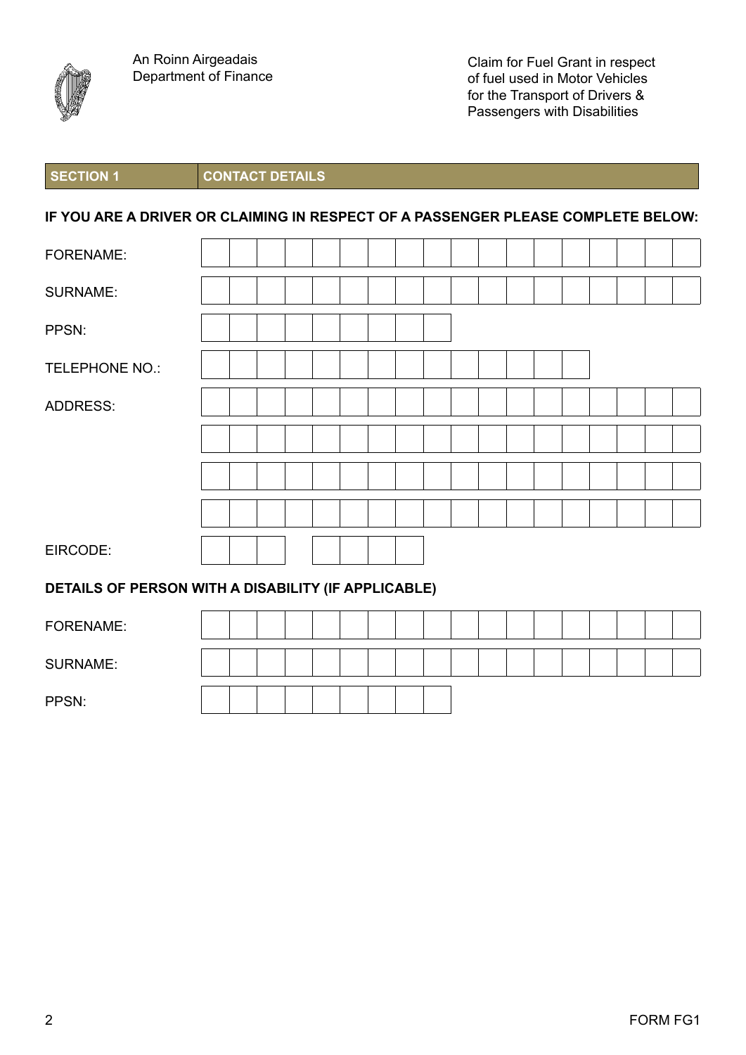An Roinn Airgeadais
Department of Finance

Claim for Fuel Grant in respect of fuel used in Motor Vehicles for the Transport of Drivers & Passengers with Disabilities

## SECTION 1 — CONTACT DETAILS

**IF YOU ARE A DRIVER OR CLAIMING IN RESPECT OF A PASSENGER PLEASE COMPLETE BELOW:**

FORENAME:

SURNAME:

PPSN:

TELEPHONE NO.:

ADDRESS:

EIRCODE:

**DETAILS OF PERSON WITH A DISABILITY (IF APPLICABLE)**

FORENAME:

SURNAME:

PPSN:

FORM FG1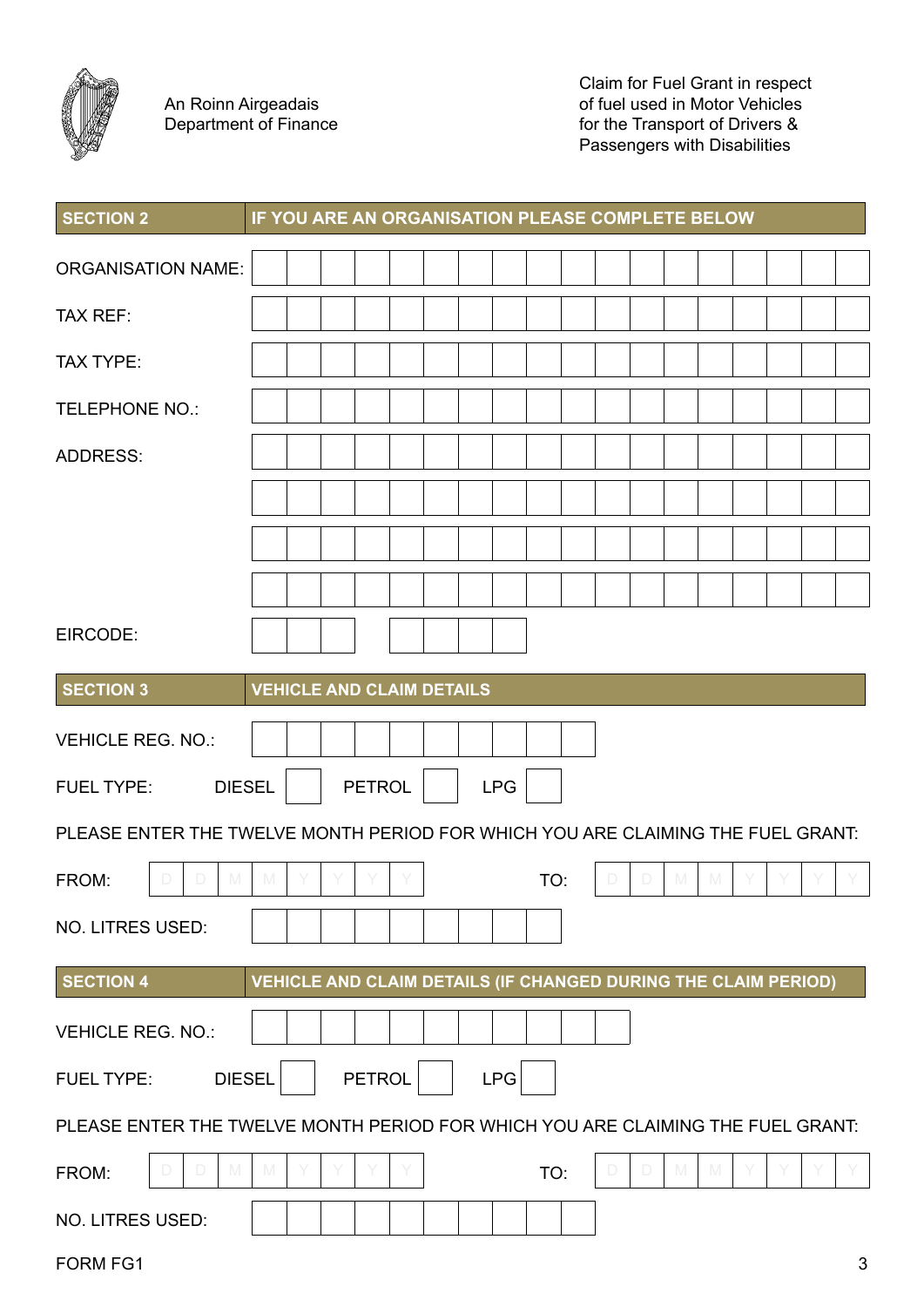An Roinn Airgeadais
Department of Finance

Claim for Fuel Grant in respect of fuel used in Motor Vehicles for the Transport of Drivers & Passengers with Disabilities

## SECTION 2 — IF YOU ARE AN ORGANISATION PLEASE COMPLETE BELOW

ORGANISATION NAME:

TAX REF:

TAX TYPE:

TELEPHONE NO.:

ADDRESS:

EIRCODE:

## SECTION 3 — VEHICLE AND CLAIM DETAILS

VEHICLE REG. NO.:

FUEL TYPE: DIESEL ☐ PETROL ☐ LPG ☐

PLEASE ENTER THE TWELVE MONTH PERIOD FOR WHICH YOU ARE CLAIMING THE FUEL GRANT:

FROM: D D M M Y Y Y Y TO: D D M M Y Y Y Y

NO. LITRES USED:

## SECTION 4 — VEHICLE AND CLAIM DETAILS (IF CHANGED DURING THE CLAIM PERIOD)

VEHICLE REG. NO.:

FUEL TYPE: DIESEL ☐ PETROL ☐ LPG ☐

PLEASE ENTER THE TWELVE MONTH PERIOD FOR WHICH YOU ARE CLAIMING THE FUEL GRANT:

FROM: D D M M Y Y Y Y TO: D D M M Y Y Y Y

NO. LITRES USED:

FORM FG1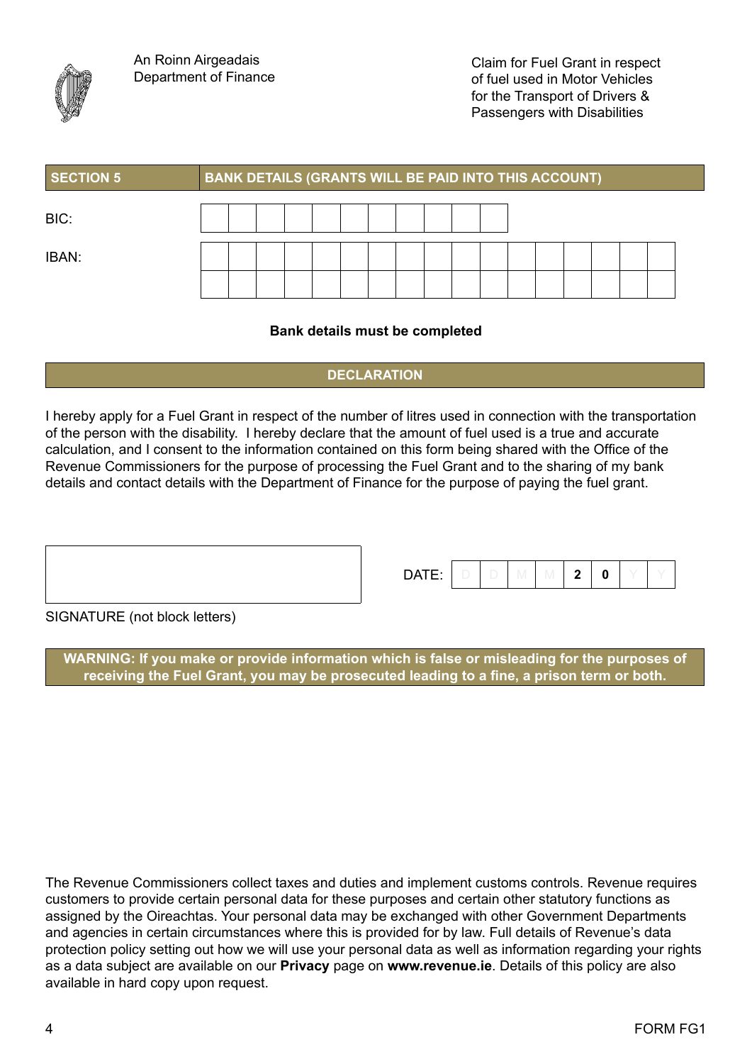An Roinn Airgeadais
Department of Finance

Claim for Fuel Grant in respect of fuel used in Motor Vehicles for the Transport of Drivers & Passengers with Disabilities

| SECTION 5 | BANK DETAILS (GRANTS WILL BE PAID INTO THIS ACCOUNT) |
|---|---|

BIC:

IBAN:

**Bank details must be completed**

## DECLARATION

I hereby apply for a Fuel Grant in respect of the number of litres used in connection with the transportation of the person with the disability. I hereby declare that the amount of fuel used is a true and accurate calculation, and I consent to the information contained on this form being shared with the Office of the Revenue Commissioners for the purpose of processing the Fuel Grant and to the sharing of my bank details and contact details with the Department of Finance for the purpose of paying the fuel grant.

SIGNATURE (not block letters)

DATE: D D M M **2** **0** Y Y

**WARNING: If you make or provide information which is false or misleading for the purposes of receiving the Fuel Grant, you may be prosecuted leading to a fine, a prison term or both.**

The Revenue Commissioners collect taxes and duties and implement customs controls. Revenue requires customers to provide certain personal data for these purposes and certain other statutory functions as assigned by the Oireachtas. Your personal data may be exchanged with other Government Departments and agencies in certain circumstances where this is provided for by law. Full details of Revenue's data protection policy setting out how we will use your personal data as well as information regarding your rights as a data subject are available on our **Privacy** page on **www.revenue.ie**. Details of this policy are also available in hard copy upon request.

FORM FG1